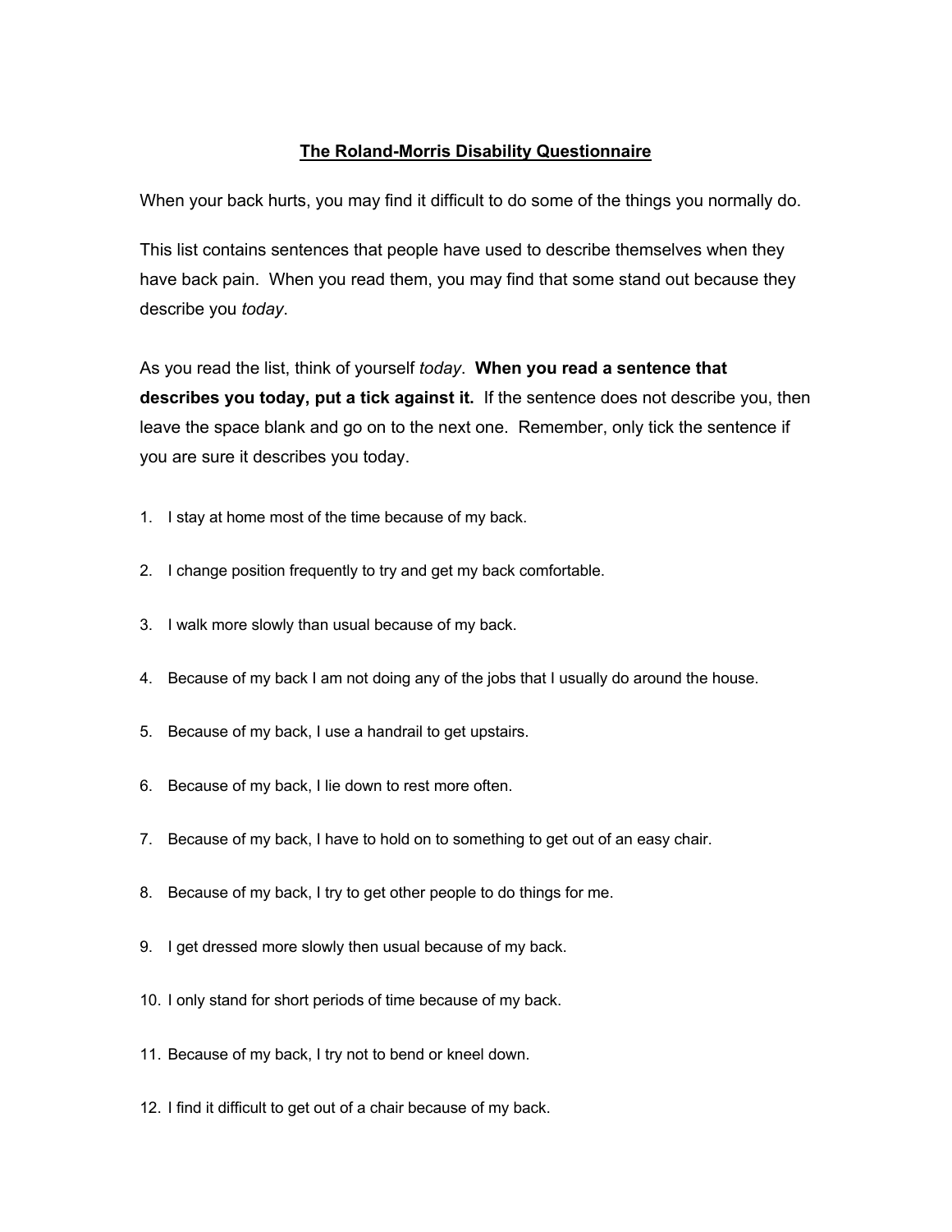# The Roland-Morris Disability Questionnaire

When your back hurts, you may find it difficult to do some of the things you normally do.

This list contains sentences that people have used to describe themselves when they have back pain. When you read them, you may find that some stand out because they describe you *today*.

As you read the list, think of yourself *today*. **When you read a sentence that describes you today, put a tick against it.** If the sentence does not describe you, then leave the space blank and go on to the next one. Remember, only tick the sentence if you are sure it describes you today.

1. I stay at home most of the time because of my back.
2. I change position frequently to try and get my back comfortable.
3. I walk more slowly than usual because of my back.
4. Because of my back I am not doing any of the jobs that I usually do around the house.
5. Because of my back, I use a handrail to get upstairs.
6. Because of my back, I lie down to rest more often.
7. Because of my back, I have to hold on to something to get out of an easy chair.
8. Because of my back, I try to get other people to do things for me.
9. I get dressed more slowly then usual because of my back.
10. I only stand for short periods of time because of my back.
11. Because of my back, I try not to bend or kneel down.
12. I find it difficult to get out of a chair because of my back.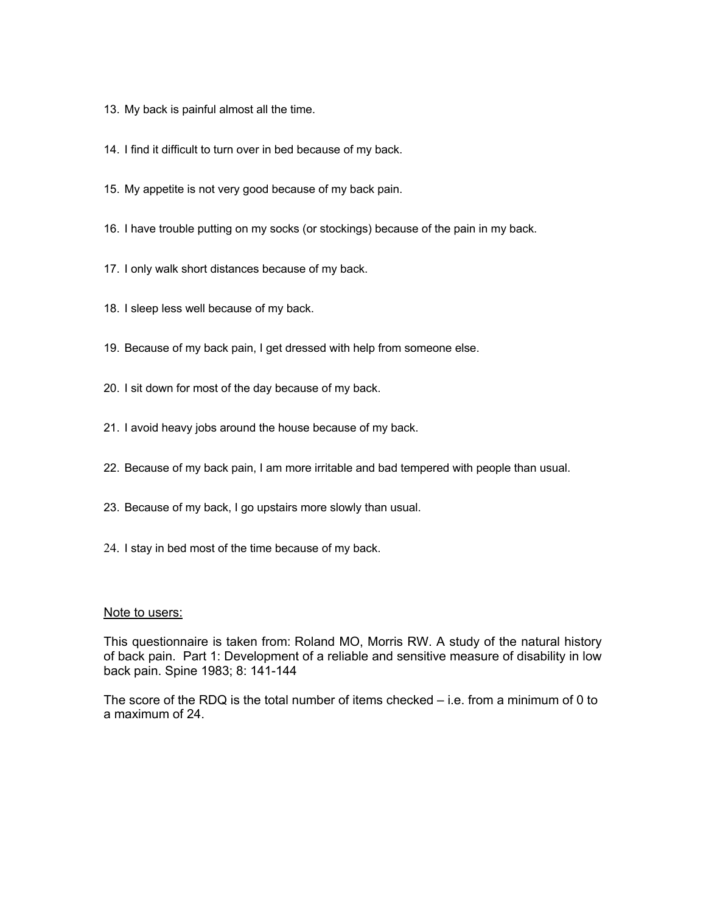13. My back is painful almost all the time.

14. I find it difficult to turn over in bed because of my back.

15. My appetite is not very good because of my back pain.

16. I have trouble putting on my socks (or stockings) because of the pain in my back.

17. I only walk short distances because of my back.

18. I sleep less well because of my back.

19. Because of my back pain, I get dressed with help from someone else.

20. I sit down for most of the day because of my back.

21. I avoid heavy jobs around the house because of my back.

22. Because of my back pain, I am more irritable and bad tempered with people than usual.

23. Because of my back, I go upstairs more slowly than usual.

24. I stay in bed most of the time because of my back.

<u>Note to users:</u>

This questionnaire is taken from: Roland MO, Morris RW. A study of the natural history of back pain. Part 1: Development of a reliable and sensitive measure of disability in low back pain. Spine 1983; 8: 141-144

The score of the RDQ is the total number of items checked – i.e. from a minimum of 0 to a maximum of 24.